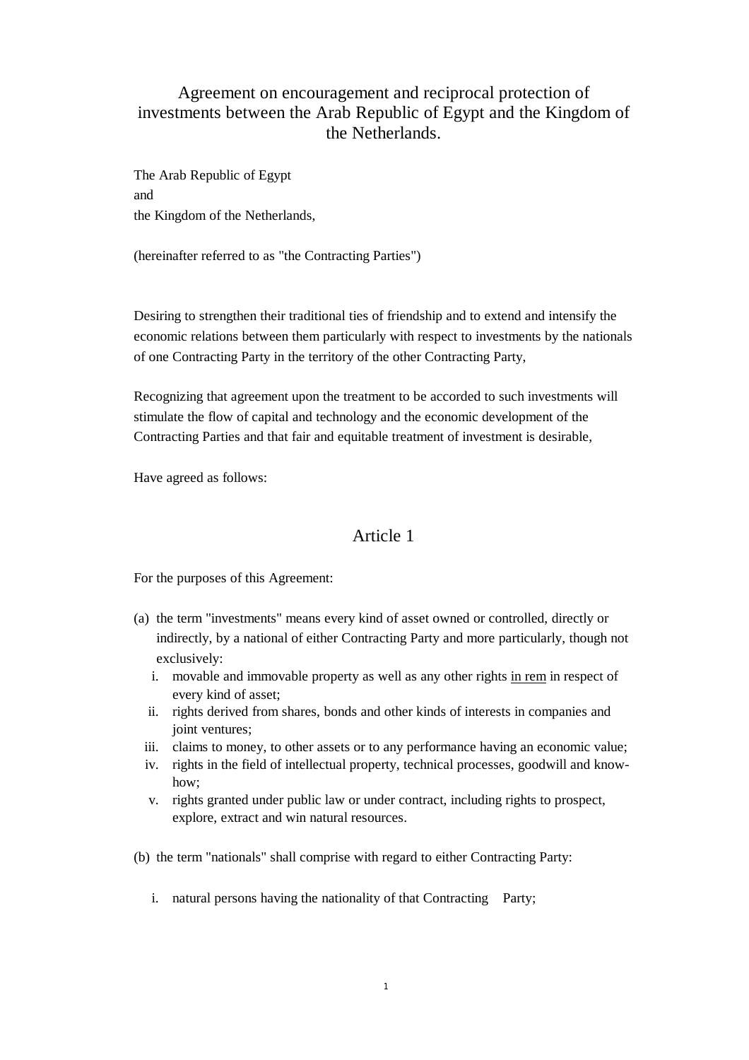# Agreement on encouragement and reciprocal protection of investments between the Arab Republic of Egypt and the Kingdom of the Netherlands.

The Arab Republic of Egypt
and
the Kingdom of the Netherlands,

(hereinafter referred to as "the Contracting Parties")

Desiring to strengthen their traditional ties of friendship and to extend and intensify the economic relations between them particularly with respect to investments by the nationals of one Contracting Party in the territory of the other Contracting Party,

Recognizing that agreement upon the treatment to be accorded to such investments will stimulate the flow of capital and technology and the economic development of the Contracting Parties and that fair and equitable treatment of investment is desirable,

Have agreed as follows:

## Article 1

For the purposes of this Agreement:

(a) the term "investments" means every kind of asset owned or controlled, directly or indirectly, by a national of either Contracting Party and more particularly, though not exclusively:

i. movable and immovable property as well as any other rights *in rem* in respect of every kind of asset;
ii. rights derived from shares, bonds and other kinds of interests in companies and joint ventures;
iii. claims to money, to other assets or to any performance having an economic value;
iv. rights in the field of intellectual property, technical processes, goodwill and know-how;
v. rights granted under public law or under contract, including rights to prospect, explore, extract and win natural resources.

(b) the term "nationals" shall comprise with regard to either Contracting Party:

i. natural persons having the nationality of that Contracting Party;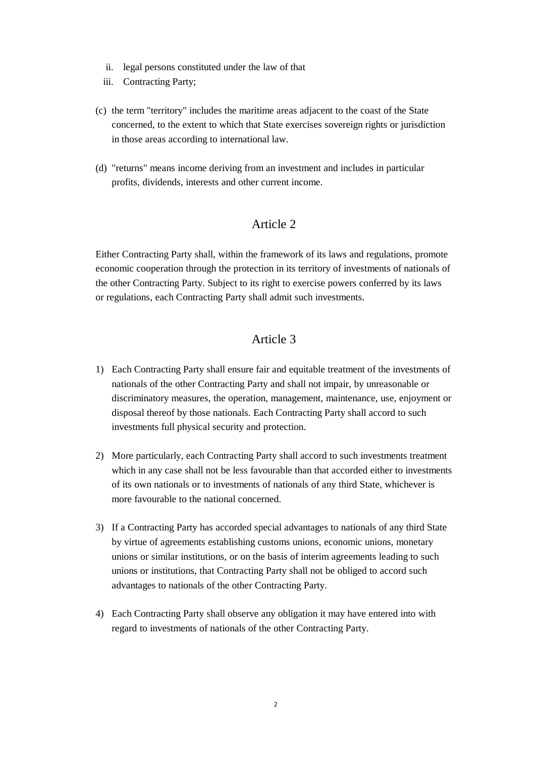ii. legal persons constituted under the law of that

iii. Contracting Party;

(c) the term "territory" includes the maritime areas adjacent to the coast of the State concerned, to the extent to which that State exercises sovereign rights or jurisdiction in those areas according to international law.

(d) "returns" means income deriving from an investment and includes in particular profits, dividends, interests and other current income.

## Article 2

Either Contracting Party shall, within the framework of its laws and regulations, promote economic cooperation through the protection in its territory of investments of nationals of the other Contracting Party. Subject to its right to exercise powers conferred by its laws or regulations, each Contracting Party shall admit such investments.

## Article 3

1) Each Contracting Party shall ensure fair and equitable treatment of the investments of nationals of the other Contracting Party and shall not impair, by unreasonable or discriminatory measures, the operation, management, maintenance, use, enjoyment or disposal thereof by those nationals. Each Contracting Party shall accord to such investments full physical security and protection.

2) More particularly, each Contracting Party shall accord to such investments treatment which in any case shall not be less favourable than that accorded either to investments of its own nationals or to investments of nationals of any third State, whichever is more favourable to the national concerned.

3) If a Contracting Party has accorded special advantages to nationals of any third State by virtue of agreements establishing customs unions, economic unions, monetary unions or similar institutions, or on the basis of interim agreements leading to such unions or institutions, that Contracting Party shall not be obliged to accord such advantages to nationals of the other Contracting Party.

4) Each Contracting Party shall observe any obligation it may have entered into with regard to investments of nationals of the other Contracting Party.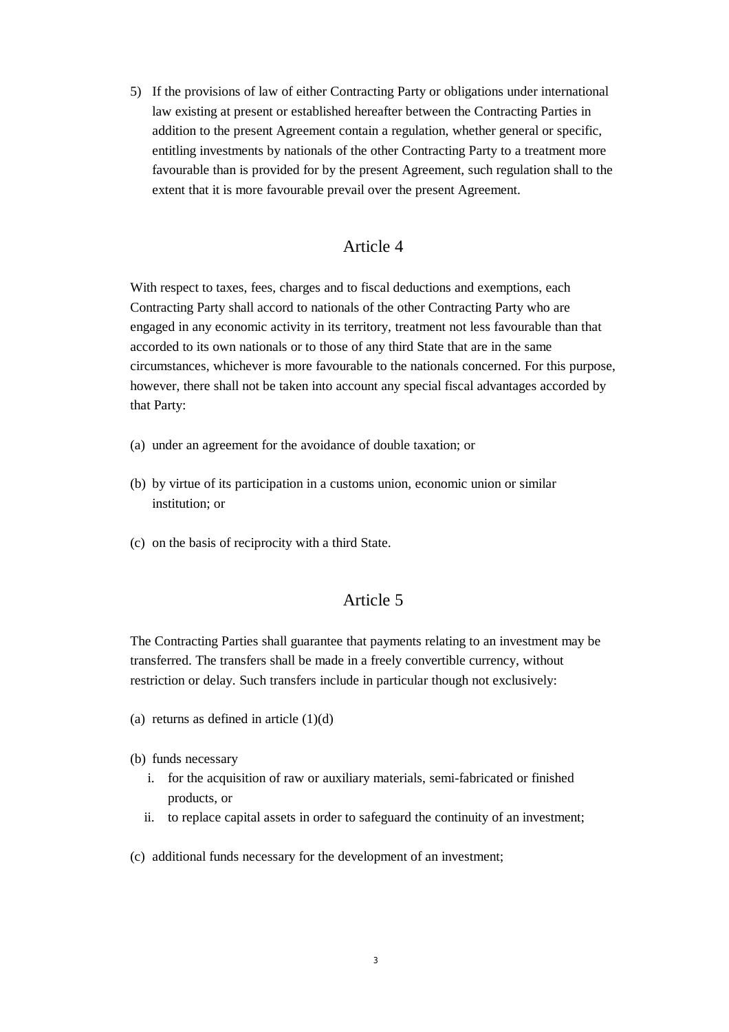5) If the provisions of law of either Contracting Party or obligations under international law existing at present or established hereafter between the Contracting Parties in addition to the present Agreement contain a regulation, whether general or specific, entitling investments by nationals of the other Contracting Party to a treatment more favourable than is provided for by the present Agreement, such regulation shall to the extent that it is more favourable prevail over the present Agreement.

## Article 4

With respect to taxes, fees, charges and to fiscal deductions and exemptions, each Contracting Party shall accord to nationals of the other Contracting Party who are engaged in any economic activity in its territory, treatment not less favourable than that accorded to its own nationals or to those of any third State that are in the same circumstances, whichever is more favourable to the nationals concerned. For this purpose, however, there shall not be taken into account any special fiscal advantages accorded by that Party:

(a) under an agreement for the avoidance of double taxation; or

(b) by virtue of its participation in a customs union, economic union or similar institution; or

(c) on the basis of reciprocity with a third State.

## Article 5

The Contracting Parties shall guarantee that payments relating to an investment may be transferred. The transfers shall be made in a freely convertible currency, without restriction or delay. Such transfers include in particular though not exclusively:

(a) returns as defined in article (1)(d)

(b) funds necessary
   i. for the acquisition of raw or auxiliary materials, semi-fabricated or finished products, or
   ii. to replace capital assets in order to safeguard the continuity of an investment;

(c) additional funds necessary for the development of an investment;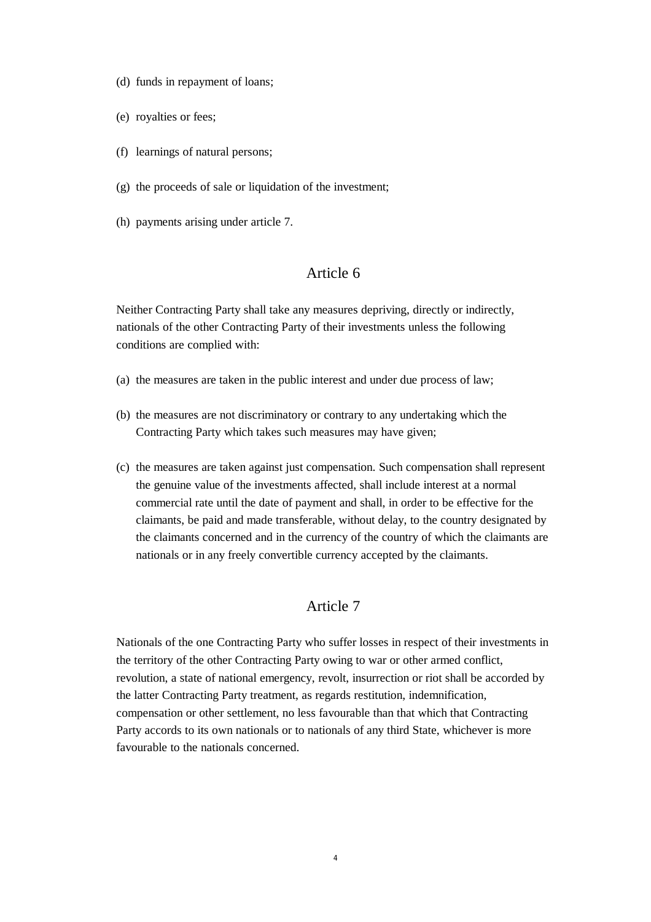(d) funds in repayment of loans;

(e) royalties or fees;

(f) learnings of natural persons;

(g) the proceeds of sale or liquidation of the investment;

(h) payments arising under article 7.

## Article 6

Neither Contracting Party shall take any measures depriving, directly or indirectly, nationals of the other Contracting Party of their investments unless the following conditions are complied with:

(a) the measures are taken in the public interest and under due process of law;

(b) the measures are not discriminatory or contrary to any undertaking which the Contracting Party which takes such measures may have given;

(c) the measures are taken against just compensation. Such compensation shall represent the genuine value of the investments affected, shall include interest at a normal commercial rate until the date of payment and shall, in order to be effective for the claimants, be paid and made transferable, without delay, to the country designated by the claimants concerned and in the currency of the country of which the claimants are nationals or in any freely convertible currency accepted by the claimants.

## Article 7

Nationals of the one Contracting Party who suffer losses in respect of their investments in the territory of the other Contracting Party owing to war or other armed conflict, revolution, a state of national emergency, revolt, insurrection or riot shall be accorded by the latter Contracting Party treatment, as regards restitution, indemnification, compensation or other settlement, no less favourable than that which that Contracting Party accords to its own nationals or to nationals of any third State, whichever is more favourable to the nationals concerned.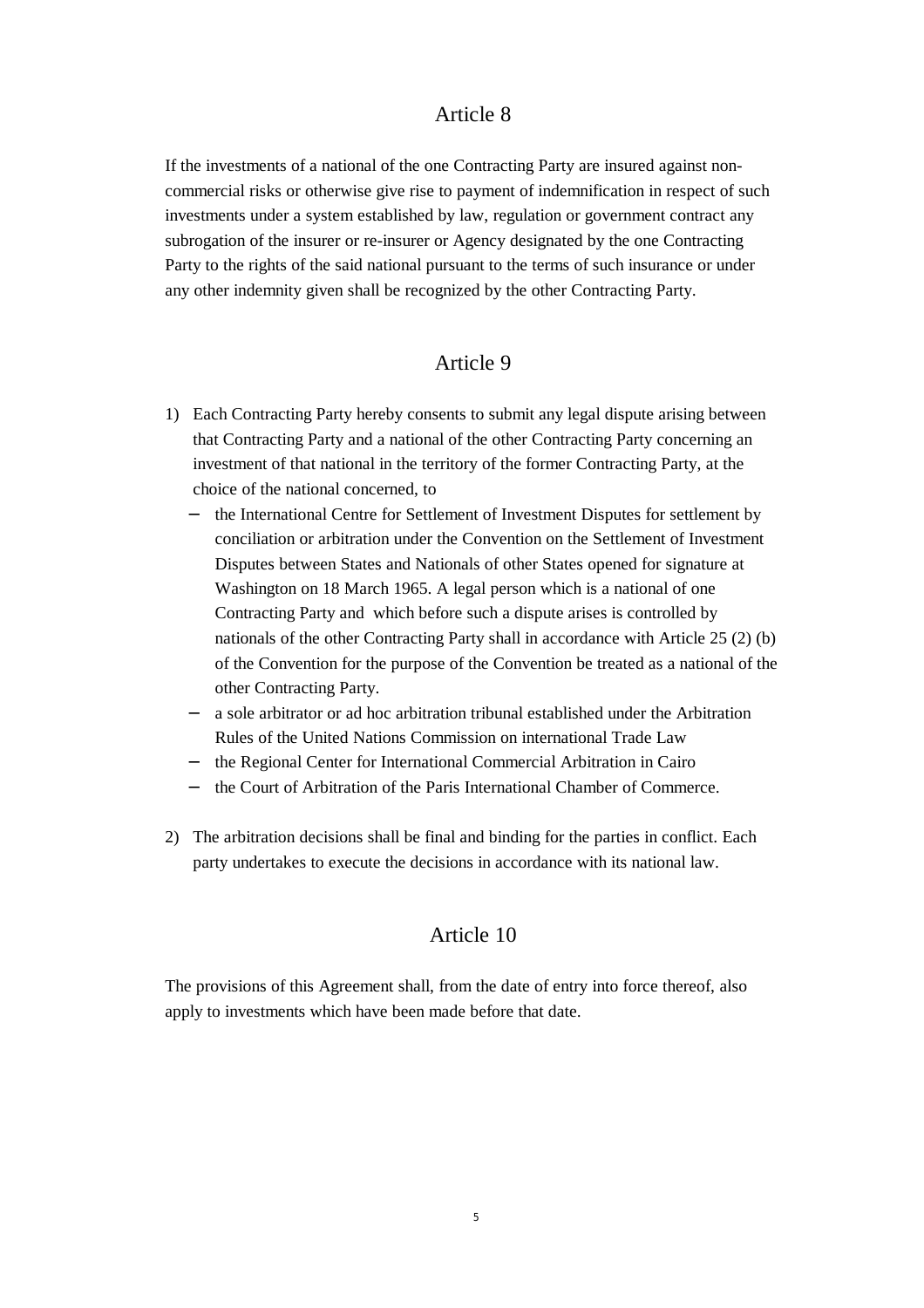## Article 8

If the investments of a national of the one Contracting Party are insured against non-commercial risks or otherwise give rise to payment of indemnification in respect of such investments under a system established by law, regulation or government contract any subrogation of the insurer or re-insurer or Agency designated by the one Contracting Party to the rights of the said national pursuant to the terms of such insurance or under any other indemnity given shall be recognized by the other Contracting Party.

## Article 9

1) Each Contracting Party hereby consents to submit any legal dispute arising between that Contracting Party and a national of the other Contracting Party concerning an investment of that national in the territory of the former Contracting Party, at the choice of the national concerned, to
   - the International Centre for Settlement of Investment Disputes for settlement by conciliation or arbitration under the Convention on the Settlement of Investment Disputes between States and Nationals of other States opened for signature at Washington on 18 March 1965. A legal person which is a national of one Contracting Party and which before such a dispute arises is controlled by nationals of the other Contracting Party shall in accordance with Article 25 (2) (b) of the Convention for the purpose of the Convention be treated as a national of the other Contracting Party.
   - a sole arbitrator or ad hoc arbitration tribunal established under the Arbitration Rules of the United Nations Commission on international Trade Law
   - the Regional Center for International Commercial Arbitration in Cairo
   - the Court of Arbitration of the Paris International Chamber of Commerce.

2) The arbitration decisions shall be final and binding for the parties in conflict. Each party undertakes to execute the decisions in accordance with its national law.

## Article 10

The provisions of this Agreement shall, from the date of entry into force thereof, also apply to investments which have been made before that date.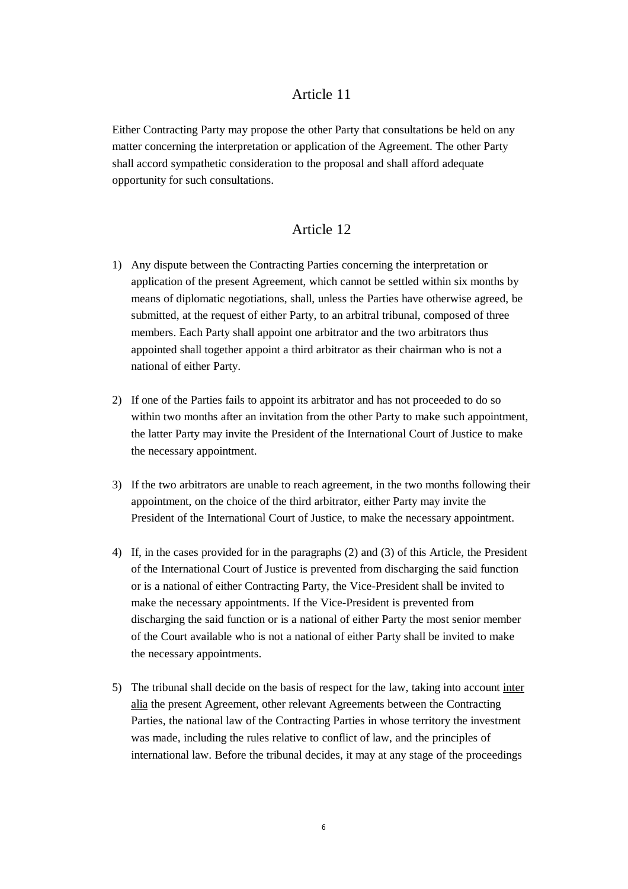## Article 11

Either Contracting Party may propose the other Party that consultations be held on any matter concerning the interpretation or application of the Agreement. The other Party shall accord sympathetic consideration to the proposal and shall afford adequate opportunity for such consultations.

## Article 12

1) Any dispute between the Contracting Parties concerning the interpretation or application of the present Agreement, which cannot be settled within six months by means of diplomatic negotiations, shall, unless the Parties have otherwise agreed, be submitted, at the request of either Party, to an arbitral tribunal, composed of three members. Each Party shall appoint one arbitrator and the two arbitrators thus appointed shall together appoint a third arbitrator as their chairman who is not a national of either Party.

2) If one of the Parties fails to appoint its arbitrator and has not proceeded to do so within two months after an invitation from the other Party to make such appointment, the latter Party may invite the President of the International Court of Justice to make the necessary appointment.

3) If the two arbitrators are unable to reach agreement, in the two months following their appointment, on the choice of the third arbitrator, either Party may invite the President of the International Court of Justice, to make the necessary appointment.

4) If, in the cases provided for in the paragraphs (2) and (3) of this Article, the President of the International Court of Justice is prevented from discharging the said function or is a national of either Contracting Party, the Vice-President shall be invited to make the necessary appointments. If the Vice-President is prevented from discharging the said function or is a national of either Party the most senior member of the Court available who is not a national of either Party shall be invited to make the necessary appointments.

5) The tribunal shall decide on the basis of respect for the law, taking into account <u>inter alia</u> the present Agreement, other relevant Agreements between the Contracting Parties, the national law of the Contracting Parties in whose territory the investment was made, including the rules relative to conflict of law, and the principles of international law. Before the tribunal decides, it may at any stage of the proceedings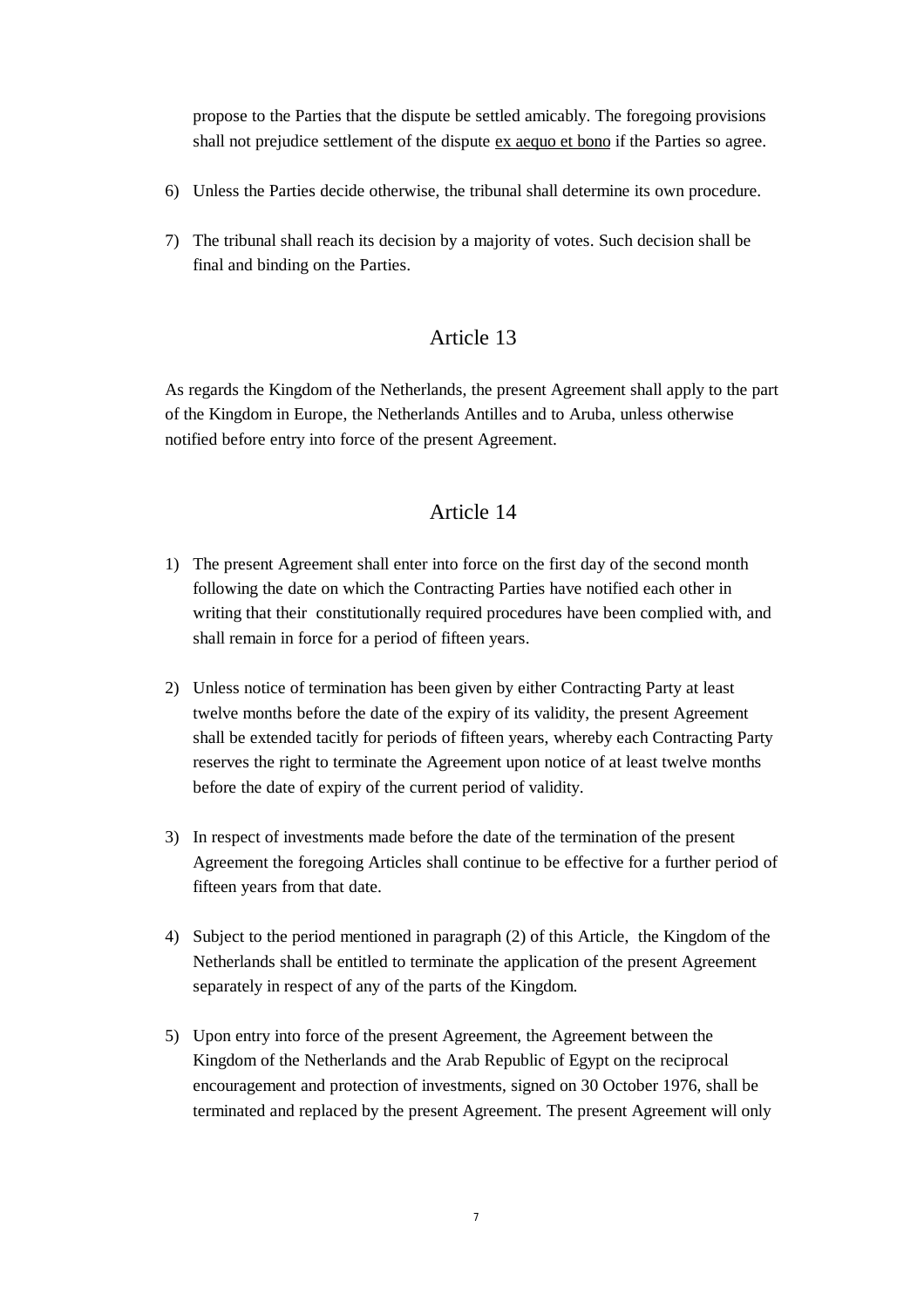propose to the Parties that the dispute be settled amicably. The foregoing provisions shall not prejudice settlement of the dispute ex aequo et bono if the Parties so agree.

6) Unless the Parties decide otherwise, the tribunal shall determine its own procedure.

7) The tribunal shall reach its decision by a majority of votes. Such decision shall be final and binding on the Parties.

## Article 13

As regards the Kingdom of the Netherlands, the present Agreement shall apply to the part of the Kingdom in Europe, the Netherlands Antilles and to Aruba, unless otherwise notified before entry into force of the present Agreement.

## Article 14

1) The present Agreement shall enter into force on the first day of the second month following the date on which the Contracting Parties have notified each other in writing that their constitutionally required procedures have been complied with, and shall remain in force for a period of fifteen years.

2) Unless notice of termination has been given by either Contracting Party at least twelve months before the date of the expiry of its validity, the present Agreement shall be extended tacitly for periods of fifteen years, whereby each Contracting Party reserves the right to terminate the Agreement upon notice of at least twelve months before the date of expiry of the current period of validity.

3) In respect of investments made before the date of the termination of the present Agreement the foregoing Articles shall continue to be effective for a further period of fifteen years from that date.

4) Subject to the period mentioned in paragraph (2) of this Article, the Kingdom of the Netherlands shall be entitled to terminate the application of the present Agreement separately in respect of any of the parts of the Kingdom.

5) Upon entry into force of the present Agreement, the Agreement between the Kingdom of the Netherlands and the Arab Republic of Egypt on the reciprocal encouragement and protection of investments, signed on 30 October 1976, shall be terminated and replaced by the present Agreement. The present Agreement will only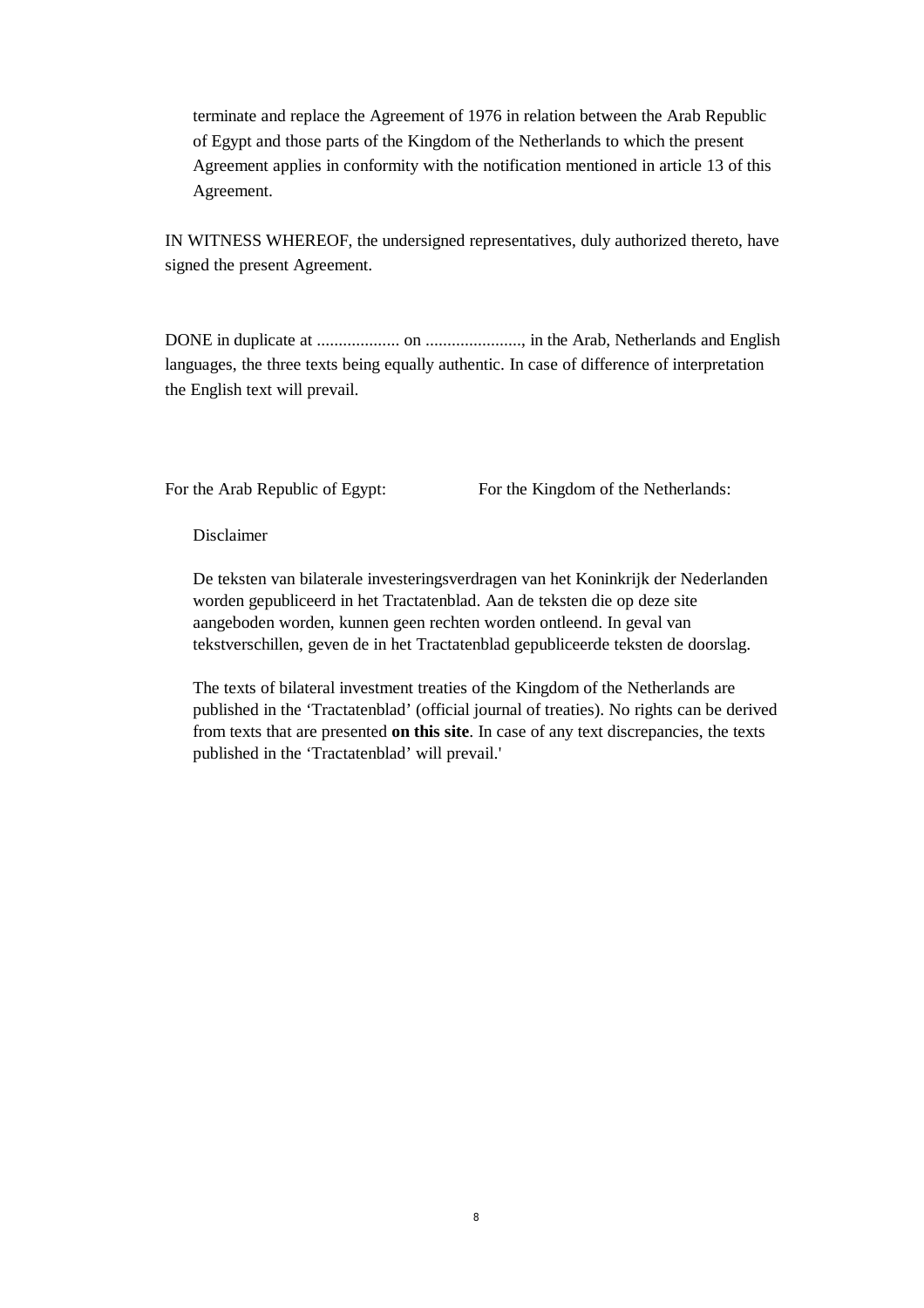terminate and replace the Agreement of 1976 in relation between the Arab Republic of Egypt and those parts of the Kingdom of the Netherlands to which the present Agreement applies in conformity with the notification mentioned in article 13 of this Agreement.

IN WITNESS WHEREOF, the undersigned representatives, duly authorized thereto, have signed the present Agreement.

DONE in duplicate at .................. on ......................, in the Arab, Netherlands and English languages, the three texts being equally authentic. In case of difference of interpretation the English text will prevail.

For the Arab Republic of Egypt: For the Kingdom of the Netherlands:

Disclaimer

De teksten van bilaterale investeringsverdragen van het Koninkrijk der Nederlanden worden gepubliceerd in het Tractatenblad. Aan de teksten die op deze site aangeboden worden, kunnen geen rechten worden ontleend. In geval van tekstverschillen, geven de in het Tractatenblad gepubliceerde teksten de doorslag.

The texts of bilateral investment treaties of the Kingdom of the Netherlands are published in the 'Tractatenblad' (official journal of treaties). No rights can be derived from texts that are presented **on this site**. In case of any text discrepancies, the texts published in the 'Tractatenblad' will prevail.'